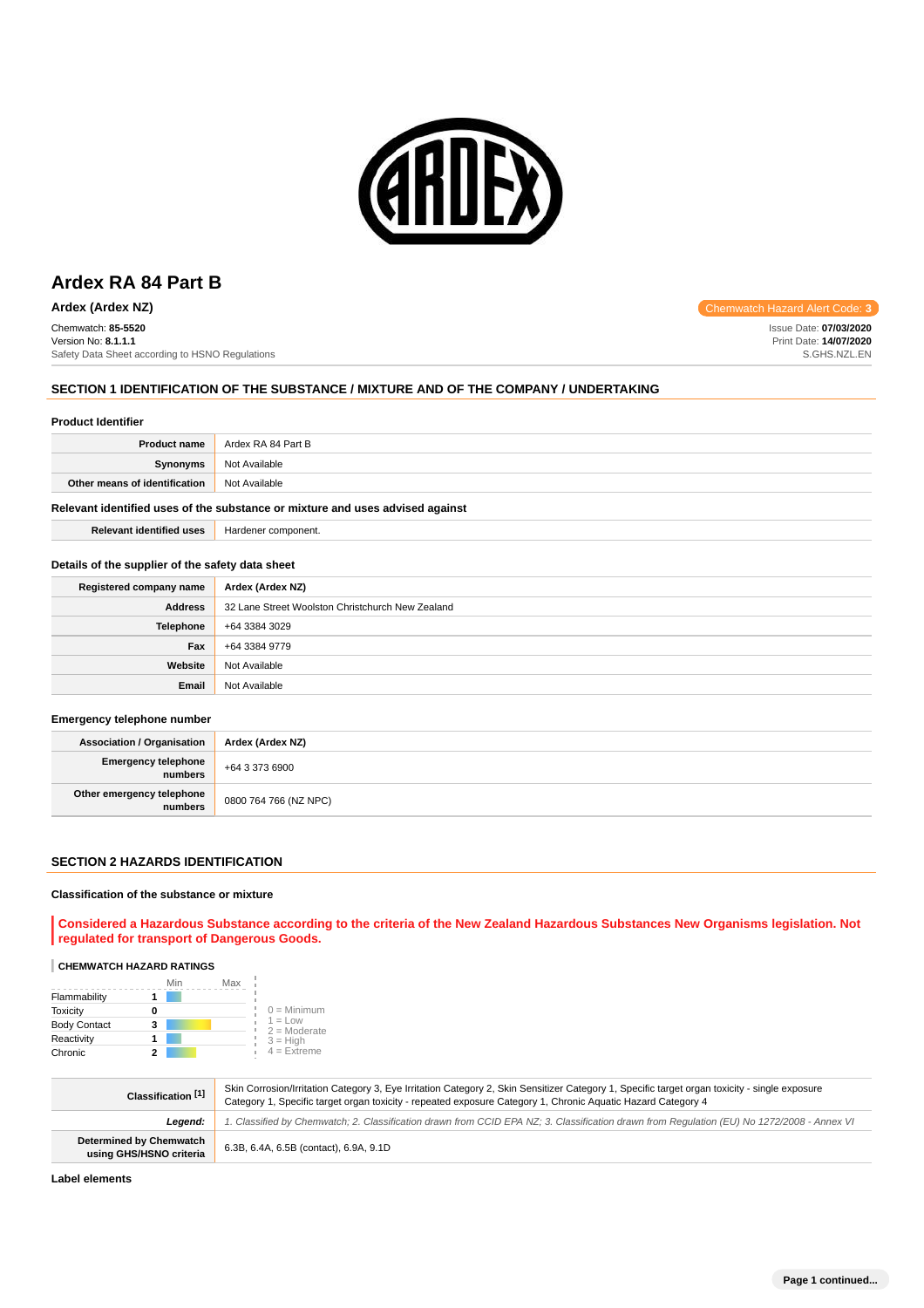# Ardex RA 84 Part B

**Ardex (Ardex NZ)**

Chemwatch Hazard Alert Code: **3**

Chemwatch: **85-5520**
Version No: **8.1.1.1**
Safety Data Sheet according to HSNO Regulations

Issue Date: **07/03/2020**
Print Date: **14/07/2020**
S.GHS.NZL.EN

## SECTION 1 IDENTIFICATION OF THE SUBSTANCE / MIXTURE AND OF THE COMPANY / UNDERTAKING

### Product Identifier

| | |
|---|---|
| **Product name** | Ardex RA 84 Part B |
| **Synonyms** | Not Available |
| **Other means of identification** | Not Available |

### Relevant identified uses of the substance or mixture and uses advised against

| | |
|---|---|
| **Relevant identified uses** | Hardener component. |

### Details of the supplier of the safety data sheet

| | |
|---|---|
| **Registered company name** | **Ardex (Ardex NZ)** |
| **Address** | 32 Lane Street Woolston Christchurch New Zealand |
| **Telephone** | +64 3384 3029 |
| **Fax** | +64 3384 9779 |
| **Website** | Not Available |
| **Email** | Not Available |

### Emergency telephone number

| | |
|---|---|
| **Association / Organisation** | **Ardex (Ardex NZ)** |
| **Emergency telephone numbers** | +64 3 373 6900 |
| **Other emergency telephone numbers** | 0800 764 766 (NZ NPC) |

## SECTION 2 HAZARDS IDENTIFICATION

### Classification of the substance or mixture

**Considered a Hazardous Substance according to the criteria of the New Zealand Hazardous Substances New Organisms legislation. Not regulated for transport of Dangerous Goods.**

**CHEMWATCH HAZARD RATINGS**

| | Rating |
|---|---|
| Flammability | 1 |
| Toxicity | 0 |
| Body Contact | 3 |
| Reactivity | 1 |
| Chronic | 2 |

0 = Minimum
1 = Low
2 = Moderate
3 = High
4 = Extreme

| | |
|---|---|
| **Classification [1]** | Skin Corrosion/Irritation Category 3, Eye Irritation Category 2, Skin Sensitizer Category 1, Specific target organ toxicity - single exposure Category 1, Specific target organ toxicity - repeated exposure Category 1, Chronic Aquatic Hazard Category 4 |
| ***Legend:*** | *1. Classified by Chemwatch; 2. Classification drawn from CCID EPA NZ; 3. Classification drawn from Regulation (EU) No 1272/2008 - Annex VI* |
| **Determined by Chemwatch using GHS/HSNO criteria** | 6.3B, 6.4A, 6.5B (contact), 6.9A, 9.1D |

### Label elements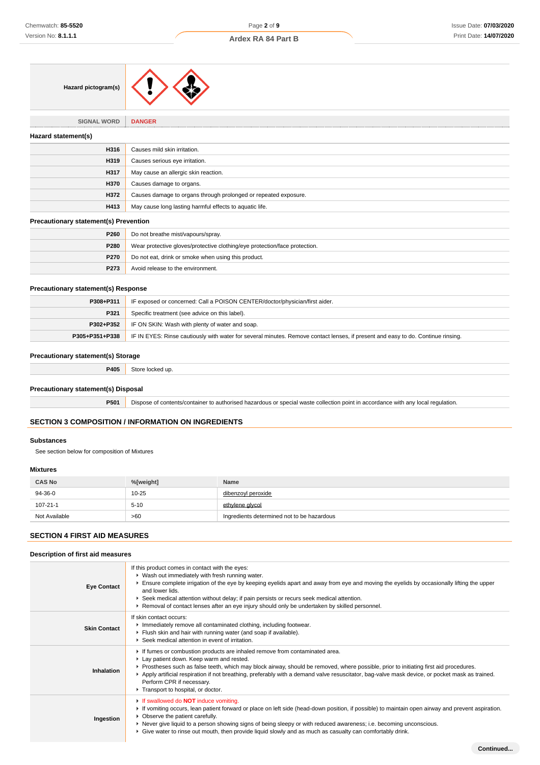| Hazard pictogram(s) | |
|---|---|
| SIGNAL WORD | DANGER |

### Hazard statement(s)

| | |
|---|---|
| H316 | Causes mild skin irritation. |
| H319 | Causes serious eye irritation. |
| H317 | May cause an allergic skin reaction. |
| H370 | Causes damage to organs. |
| H372 | Causes damage to organs through prolonged or repeated exposure. |
| H413 | May cause long lasting harmful effects to aquatic life. |

### Precautionary statement(s) Prevention

| | |
|---|---|
| P260 | Do not breathe mist/vapours/spray. |
| P280 | Wear protective gloves/protective clothing/eye protection/face protection. |
| P270 | Do not eat, drink or smoke when using this product. |
| P273 | Avoid release to the environment. |

### Precautionary statement(s) Response

| | |
|---|---|
| P308+P311 | IF exposed or concerned: Call a POISON CENTER/doctor/physician/first aider. |
| P321 | Specific treatment (see advice on this label). |
| P302+P352 | IF ON SKIN: Wash with plenty of water and soap. |
| P305+P351+P338 | IF IN EYES: Rinse cautiously with water for several minutes. Remove contact lenses, if present and easy to do. Continue rinsing. |

### Precautionary statement(s) Storage

| | |
|---|---|
| P405 | Store locked up. |

### Precautionary statement(s) Disposal

| | |
|---|---|
| P501 | Dispose of contents/container to authorised hazardous or special waste collection point in accordance with any local regulation. |

## SECTION 3 COMPOSITION / INFORMATION ON INGREDIENTS

### Substances

See section below for composition of Mixtures

### Mixtures

| CAS No | %[weight] | Name |
|---|---|---|
| 94-36-0 | 10-25 | dibenzoyl peroxide |
| 107-21-1 | 5-10 | ethylene glycol |
| Not Available | >60 | Ingredients determined not to be hazardous |

## SECTION 4 FIRST AID MEASURES

### Description of first aid measures

| | |
|---|---|
| Eye Contact | If this product comes in contact with the eyes:<br>▸ Wash out immediately with fresh running water.<br>▸ Ensure complete irrigation of the eye by keeping eyelids apart and away from eye and moving the eyelids by occasionally lifting the upper and lower lids.<br>▸ Seek medical attention without delay; if pain persists or recurs seek medical attention.<br>▸ Removal of contact lenses after an eye injury should only be undertaken by skilled personnel. |
| Skin Contact | If skin contact occurs:<br>▸ Immediately remove all contaminated clothing, including footwear.<br>▸ Flush skin and hair with running water (and soap if available).<br>▸ Seek medical attention in event of irritation. |
| Inhalation | ▸ If fumes or combustion products are inhaled remove from contaminated area.<br>▸ Lay patient down. Keep warm and rested.<br>▸ Prostheses such as false teeth, which may block airway, should be removed, where possible, prior to initiating first aid procedures.<br>▸ Apply artificial respiration if not breathing, preferably with a demand valve resuscitator, bag-valve mask device, or pocket mask as trained. Perform CPR if necessary.<br>▸ Transport to hospital, or doctor. |
| Ingestion | ▸ If swallowed do **NOT** induce vomiting.<br>▸ If vomiting occurs, lean patient forward or place on left side (head-down position, if possible) to maintain open airway and prevent aspiration.<br>▸ Observe the patient carefully.<br>▸ Never give liquid to a person showing signs of being sleepy or with reduced awareness; i.e. becoming unconscious.<br>▸ Give water to rinse out mouth, then provide liquid slowly and as much as casualty can comfortably drink. |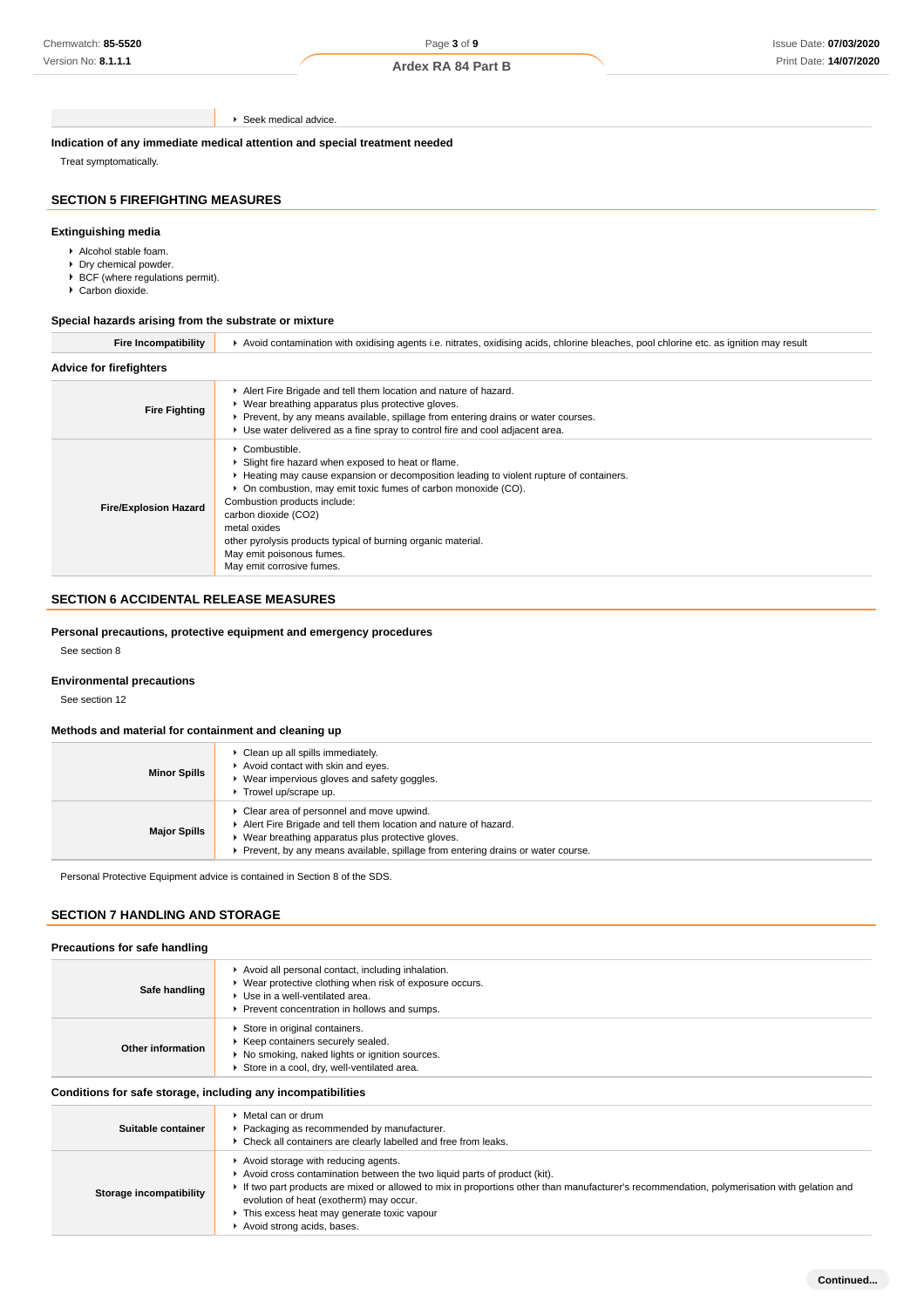| | |
|---|---|
| | ▸ Seek medical advice. |

**Indication of any immediate medical attention and special treatment needed**

Treat symptomatically.

## SECTION 5 FIREFIGHTING MEASURES

### Extinguishing media

- Alcohol stable foam.
- Dry chemical powder.
- BCF (where regulations permit).
- Carbon dioxide.

### Special hazards arising from the substrate or mixture

| | |
|---|---|
| **Fire Incompatibility** | ▸ Avoid contamination with oxidising agents i.e. nitrates, oxidising acids, chlorine bleaches, pool chlorine etc. as ignition may result |

### Advice for firefighters

| | |
|---|---|
| **Fire Fighting** | ▸ Alert Fire Brigade and tell them location and nature of hazard.<br>▸ Wear breathing apparatus plus protective gloves.<br>▸ Prevent, by any means available, spillage from entering drains or water courses.<br>▸ Use water delivered as a fine spray to control fire and cool adjacent area. |
| **Fire/Explosion Hazard** | ▸ Combustible.<br>▸ Slight fire hazard when exposed to heat or flame.<br>▸ Heating may cause expansion or decomposition leading to violent rupture of containers.<br>▸ On combustion, may emit toxic fumes of carbon monoxide (CO).<br>Combustion products include:<br>carbon dioxide ($CO_2$)<br>metal oxides<br>other pyrolysis products typical of burning organic material.<br>May emit poisonous fumes.<br>May emit corrosive fumes. |

## SECTION 6 ACCIDENTAL RELEASE MEASURES

### Personal precautions, protective equipment and emergency procedures

See section 8

### Environmental precautions

See section 12

### Methods and material for containment and cleaning up

| | |
|---|---|
| **Minor Spills** | ▸ Clean up all spills immediately.<br>▸ Avoid contact with skin and eyes.<br>▸ Wear impervious gloves and safety goggles.<br>▸ Trowel up/scrape up. |
| **Major Spills** | ▸ Clear area of personnel and move upwind.<br>▸ Alert Fire Brigade and tell them location and nature of hazard.<br>▸ Wear breathing apparatus plus protective gloves.<br>▸ Prevent, by any means available, spillage from entering drains or water course. |

Personal Protective Equipment advice is contained in Section 8 of the SDS.

## SECTION 7 HANDLING AND STORAGE

### Precautions for safe handling

| | |
|---|---|
| **Safe handling** | ▸ Avoid all personal contact, including inhalation.<br>▸ Wear protective clothing when risk of exposure occurs.<br>▸ Use in a well-ventilated area.<br>▸ Prevent concentration in hollows and sumps. |
| **Other information** | ▸ Store in original containers.<br>▸ Keep containers securely sealed.<br>▸ No smoking, naked lights or ignition sources.<br>▸ Store in a cool, dry, well-ventilated area. |

### Conditions for safe storage, including any incompatibilities

| | |
|---|---|
| **Suitable container** | ▸ Metal can or drum<br>▸ Packaging as recommended by manufacturer.<br>▸ Check all containers are clearly labelled and free from leaks. |
| **Storage incompatibility** | ▸ Avoid storage with reducing agents.<br>▸ Avoid cross contamination between the two liquid parts of product (kit).<br>▸ If two part products are mixed or allowed to mix in proportions other than manufacturer's recommendation, polymerisation with gelation and evolution of heat (exotherm) may occur.<br>▸ This excess heat may generate toxic vapour<br>▸ Avoid strong acids, bases. |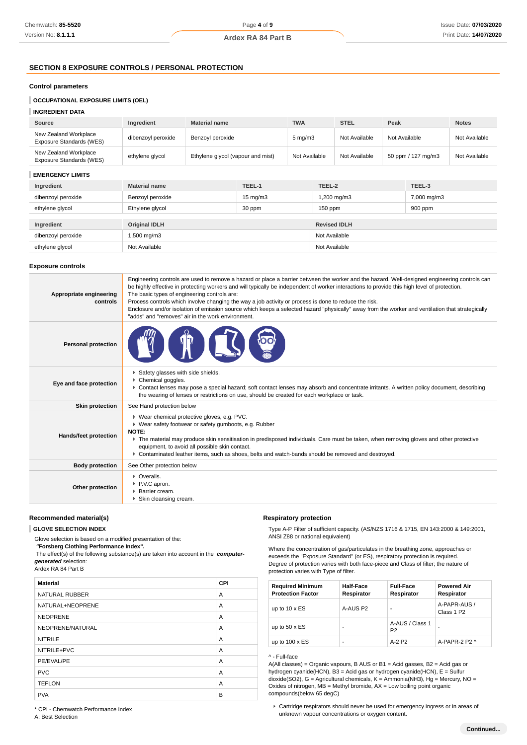## SECTION 8 EXPOSURE CONTROLS / PERSONAL PROTECTION

### Control parameters

**OCCUPATIONAL EXPOSURE LIMITS (OEL)**

**INGREDIENT DATA**

| Source | Ingredient | Material name | TWA | STEL | Peak | Notes |
|---|---|---|---|---|---|---|
| New Zealand Workplace Exposure Standards (WES) | dibenzoyl peroxide | Benzoyl peroxide | 5 mg/m3 | Not Available | Not Available | Not Available |
| New Zealand Workplace Exposure Standards (WES) | ethylene glycol | Ethylene glycol (vapour and mist) | Not Available | Not Available | 50 ppm / 127 mg/m3 | Not Available |

**EMERGENCY LIMITS**

| Ingredient | Material name | TEEL-1 | TEEL-2 | TEEL-3 |
|---|---|---|---|---|
| dibenzoyl peroxide | Benzoyl peroxide | 15 mg/m3 | 1,200 mg/m3 | 7,000 mg/m3 |
| ethylene glycol | Ethylene glycol | 30 ppm | 150 ppm | 900 ppm |

| Ingredient | Original IDLH | Revised IDLH |
|---|---|---|
| dibenzoyl peroxide | 1,500 mg/m3 | Not Available |
| ethylene glycol | Not Available | Not Available |

### Exposure controls

| | |
|---|---|
| **Appropriate engineering controls** | Engineering controls are used to remove a hazard or place a barrier between the worker and the hazard. Well-designed engineering controls can be highly effective in protecting workers and will typically be independent of worker interactions to provide this high level of protection. The basic types of engineering controls are: Process controls which involve changing the way a job activity or process is done to reduce the risk. Enclosure and/or isolation of emission source which keeps a selected hazard "physically" away from the worker and ventilation that strategically "adds" and "removes" air in the work environment. |
| **Personal protection** | |
| **Eye and face protection** | ▸ Safety glasses with side shields.<br>▸ Chemical goggles.<br>▸ Contact lenses may pose a special hazard; soft contact lenses may absorb and concentrate irritants. A written policy document, describing the wearing of lenses or restrictions on use, should be created for each workplace or task. |
| **Skin protection** | See Hand protection below |
| **Hands/feet protection** | ▸ Wear chemical protective gloves, e.g. PVC.<br>▸ Wear safety footwear or safety gumboots, e.g. Rubber<br>**NOTE:**<br>▸ The material may produce skin sensitisation in predisposed individuals. Care must be taken, when removing gloves and other protective equipment, to avoid all possible skin contact.<br>▸ Contaminated leather items, such as shoes, belts and watch-bands should be removed and destroyed. |
| **Body protection** | See Other protection below |
| **Other protection** | ▸ Overalls.<br>▸ P.V.C apron.<br>▸ Barrier cream.<br>▸ Skin cleansing cream. |

### Recommended material(s)

**GLOVE SELECTION INDEX**

Glove selection is based on a modified presentation of the:
***"Forsberg Clothing Performance Index".***
The effect(s) of the following substance(s) are taken into account in the ***computer-generated*** selection:
Ardex RA 84 Part B

| Material | CPI |
|---|---|
| NATURAL RUBBER | A |
| NATURAL+NEOPRENE | A |
| NEOPRENE | A |
| NEOPRENE/NATURAL | A |
| NITRILE | A |
| NITRILE+PVC | A |
| PE/EVAL/PE | A |
| PVC | A |
| TEFLON | A |
| PVA | B |

\* CPI - Chemwatch Performance Index
A: Best Selection

### Respiratory protection

Type A-P Filter of sufficient capacity. (AS/NZS 1716 & 1715, EN 143:2000 & 149:2001, ANSI Z88 or national equivalent)

Where the concentration of gas/particulates in the breathing zone, approaches or exceeds the "Exposure Standard" (or ES), respiratory protection is required.
Degree of protection varies with both face-piece and Class of filter; the nature of protection varies with Type of filter.

| Required Minimum Protection Factor | Half-Face Respirator | Full-Face Respirator | Powered Air Respirator |
|---|---|---|---|
| up to 10 x ES | A-AUS P2 | - | A-PAPR-AUS / Class 1 P2 |
| up to 50 x ES | - | A-AUS / Class 1 P2 | - |
| up to 100 x ES | - | A-2 P2 | A-PAPR-2 P2 ^ |

^ - Full-face
A(All classes) = Organic vapours, B AUS or B1 = Acid gasses, B2 = Acid gas or hydrogen cyanide(HCN), B3 = Acid gas or hydrogen cyanide(HCN), E = Sulfur dioxide(SO2), G = Agricultural chemicals, K = Ammonia(NH3), Hg = Mercury, NO = Oxides of nitrogen, MB = Methyl bromide, AX = Low boiling point organic compounds(below 65 degC)

▸ Cartridge respirators should never be used for emergency ingress or in areas of unknown vapour concentrations or oxygen content.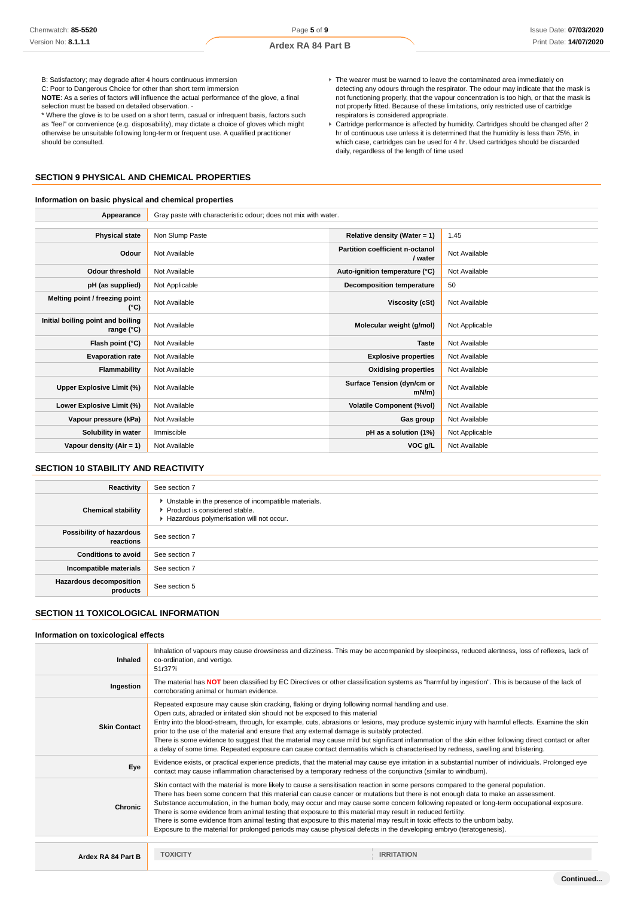B: Satisfactory; may degrade after 4 hours continuous immersion
C: Poor to Dangerous Choice for other than short term immersion
**NOTE**: As a series of factors will influence the actual performance of the glove, a final selection must be based on detailed observation. -
* Where the glove is to be used on a short term, casual or infrequent basis, factors such as "feel" or convenience (e.g. disposability), may dictate a choice of gloves which might otherwise be unsuitable following long-term or frequent use. A qualified practitioner should be consulted.

- The wearer must be warned to leave the contaminated area immediately on detecting any odours through the respirator. The odour may indicate that the mask is not functioning properly, that the vapour concentration is too high, or that the mask is not properly fitted. Because of these limitations, only restricted use of cartridge respirators is considered appropriate.
- Cartridge performance is affected by humidity. Cartridges should be changed after 2 hr of continuous use unless it is determined that the humidity is less than 75%, in which case, cartridges can be used for 4 hr. Used cartridges should be discarded daily, regardless of the length of time used

## SECTION 9 PHYSICAL AND CHEMICAL PROPERTIES

### Information on basic physical and chemical properties

| **Appearance** | Gray paste with characteristic odour; does not mix with water. | | |
|---|---|---|---|
| **Physical state** | Non Slump Paste | **Relative density (Water = 1)** | 1.45 |
| **Odour** | Not Available | **Partition coefficient n-octanol / water** | Not Available |
| **Odour threshold** | Not Available | **Auto-ignition temperature (°C)** | Not Available |
| **pH (as supplied)** | Not Applicable | **Decomposition temperature** | 50 |
| **Melting point / freezing point (°C)** | Not Available | **Viscosity (cSt)** | Not Available |
| **Initial boiling point and boiling range (°C)** | Not Available | **Molecular weight (g/mol)** | Not Applicable |
| **Flash point (°C)** | Not Available | **Taste** | Not Available |
| **Evaporation rate** | Not Available | **Explosive properties** | Not Available |
| **Flammability** | Not Available | **Oxidising properties** | Not Available |
| **Upper Explosive Limit (%)** | Not Available | **Surface Tension (dyn/cm or mN/m)** | Not Available |
| **Lower Explosive Limit (%)** | Not Available | **Volatile Component (%vol)** | Not Available |
| **Vapour pressure (kPa)** | Not Available | **Gas group** | Not Available |
| **Solubility in water** | Immiscible | **pH as a solution (1%)** | Not Applicable |
| **Vapour density (Air = 1)** | Not Available | **VOC g/L** | Not Available |

## SECTION 10 STABILITY AND REACTIVITY

| | |
|---|---|
| **Reactivity** | See section 7 |
| **Chemical stability** | Unstable in the presence of incompatible materials.<br>Product is considered stable.<br>Hazardous polymerisation will not occur. |
| **Possibility of hazardous reactions** | See section 7 |
| **Conditions to avoid** | See section 7 |
| **Incompatible materials** | See section 7 |
| **Hazardous decomposition products** | See section 5 |

## SECTION 11 TOXICOLOGICAL INFORMATION

### Information on toxicological effects

| | |
|---|---|
| **Inhaled** | Inhalation of vapours may cause drowsiness and dizziness. This may be accompanied by sleepiness, reduced alertness, loss of reflexes, lack of co-ordination, and vertigo.<br>51r37?i |
| **Ingestion** | The material has **NOT** been classified by EC Directives or other classification systems as "harmful by ingestion". This is because of the lack of corroborating animal or human evidence. |
| **Skin Contact** | Repeated exposure may cause skin cracking, flaking or drying following normal handling and use.<br>Open cuts, abraded or irritated skin should not be exposed to this material<br>Entry into the blood-stream, through, for example, cuts, abrasions or lesions, may produce systemic injury with harmful effects. Examine the skin prior to the use of the material and ensure that any external damage is suitably protected.<br>There is some evidence to suggest that the material may cause mild but significant inflammation of the skin either following direct contact or after a delay of some time. Repeated exposure can cause contact dermatitis which is characterised by redness, swelling and blistering. |
| **Eye** | Evidence exists, or practical experience predicts, that the material may cause eye irritation in a substantial number of individuals. Prolonged eye contact may cause inflammation characterised by a temporary redness of the conjunctiva (similar to windburn). |
| **Chronic** | Skin contact with the material is more likely to cause a sensitisation reaction in some persons compared to the general population.<br>There has been some concern that this material can cause cancer or mutations but there is not enough data to make an assessment.<br>Substance accumulation, in the human body, may occur and may cause some concern following repeated or long-term occupational exposure.<br>There is some evidence from animal testing that exposure to this material may result in reduced fertility.<br>There is some evidence from animal testing that exposure to this material may result in toxic effects to the unborn baby.<br>Exposure to the material for prolonged periods may cause physical defects in the developing embryo (teratogenesis). |

| | | |
|---|---|---|
| **Ardex RA 84 Part B** | TOXICITY | IRRITATION |

Continued...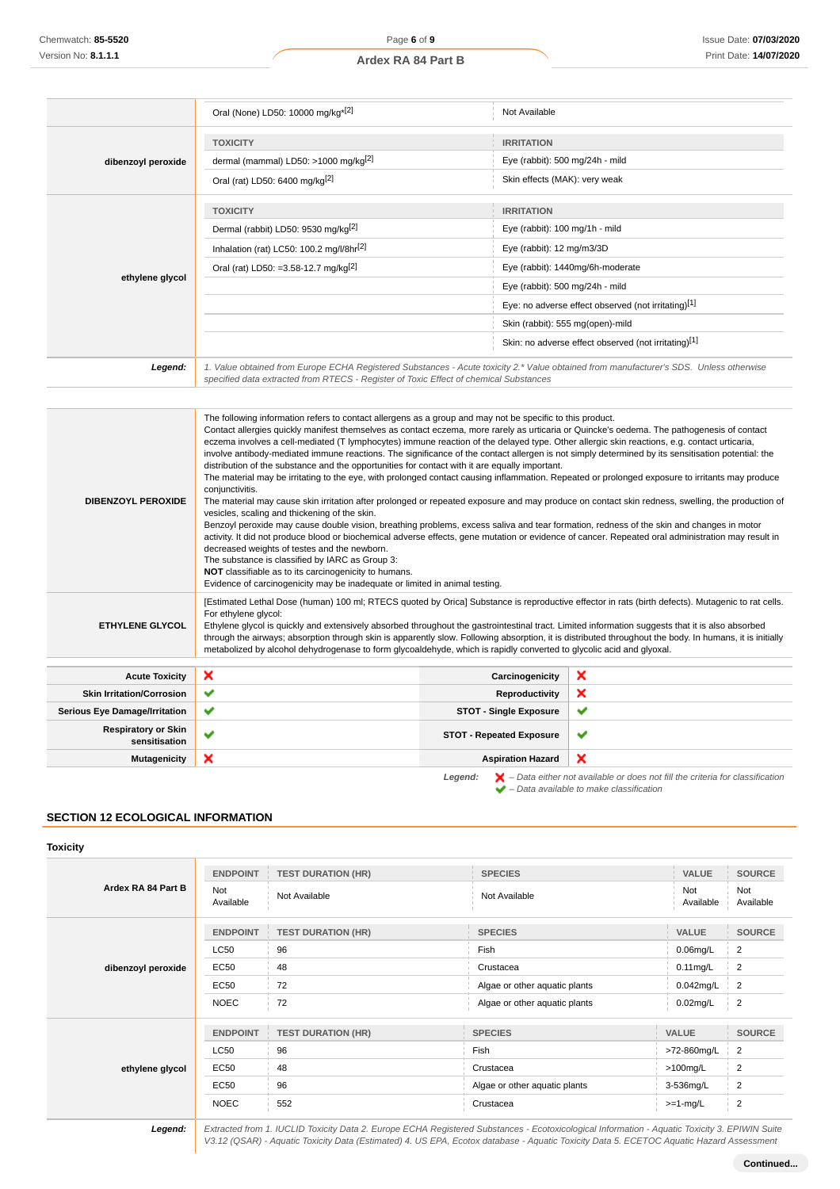| | | |
|---|---|---|
| | Oral (None) LD50: 10000 mg/kg*[2] | Not Available |
| dibenzoyl peroxide | **TOXICITY** | **IRRITATION** |
| | dermal (mammal) LD50: >1000 mg/kg[2] | Eye (rabbit): 500 mg/24h - mild |
| | Oral (rat) LD50: 6400 mg/kg[2] | Skin effects (MAK): very weak |
| ethylene glycol | **TOXICITY** | **IRRITATION** |
| | Dermal (rabbit) LD50: 9530 mg/kg[2] | Eye (rabbit): 100 mg/1h - mild |
| | Inhalation (rat) LC50: 100.2 mg/l/8hr[2] | Eye (rabbit): 12 mg/m3/3D |
| | Oral (rat) LD50: =3.58-12.7 mg/kg[2] | Eye (rabbit): 1440mg/6h-moderate |
| | | Eye (rabbit): 500 mg/24h - mild |
| | | Eye: no adverse effect observed (not irritating)[1] |
| | | Skin (rabbit): 555 mg(open)-mild |
| | | Skin: no adverse effect observed (not irritating)[1] |
| ***Legend:*** | *1. Value obtained from Europe ECHA Registered Substances - Acute toxicity 2.* Value obtained from manufacturer's SDS. Unless otherwise specified data extracted from RTECS - Register of Toxic Effect of chemical Substances* | |

| | |
|---|---|
| **DIBENZOYL PEROXIDE** | The following information refers to contact allergens as a group and may not be specific to this product.<br>Contact allergies quickly manifest themselves as contact eczema, more rarely as urticaria or Quincke's oedema. The pathogenesis of contact eczema involves a cell-mediated (T lymphocytes) immune reaction of the delayed type. Other allergic skin reactions, e.g. contact urticaria, involve antibody-mediated immune reactions. The significance of the contact allergen is not simply determined by its sensitisation potential: the distribution of the substance and the opportunities for contact with it are equally important.<br>The material may be irritating to the eye, with prolonged contact causing inflammation. Repeated or prolonged exposure to irritants may produce conjunctivitis.<br>The material may cause skin irritation after prolonged or repeated exposure and may produce on contact skin redness, swelling, the production of vesicles, scaling and thickening of the skin.<br>Benzoyl peroxide may cause double vision, breathing problems, excess saliva and tear formation, redness of the skin and changes in motor activity. It did not produce blood or biochemical adverse effects, gene mutation or evidence of cancer. Repeated oral administration may result in decreased weights of testes and the newborn.<br>The substance is classified by IARC as Group 3:<br>**NOT** classifiable as to its carcinogenicity to humans.<br>Evidence of carcinogenicity may be inadequate or limited in animal testing. |
| **ETHYLENE GLYCOL** | [Estimated Lethal Dose (human) 100 ml; RTECS quoted by Orica] Substance is reproductive effector in rats (birth defects). Mutagenic to rat cells.<br>For ethylene glycol:<br>Ethylene glycol is quickly and extensively absorbed throughout the gastrointestinal tract. Limited information suggests that it is also absorbed through the airways; absorption through skin is apparently slow. Following absorption, it is distributed throughout the body. In humans, it is initially metabolized by alcohol dehydrogenase to form glycoaldehyde, which is rapidly converted to glycolic acid and glyoxal. |

| | | | |
|---|---|---|---|
| **Acute Toxicity** | ✘ | **Carcinogenicity** | ✘ |
| **Skin Irritation/Corrosion** | ✔ | **Reproductivity** | ✘ |
| **Serious Eye Damage/Irritation** | ✔ | **STOT - Single Exposure** | ✔ |
| **Respiratory or Skin sensitisation** | ✔ | **STOT - Repeated Exposure** | ✔ |
| **Mutagenicity** | ✘ | **Aspiration Hazard** | ✘ |

***Legend:*** ✘ *– Data either not available or does not fill the criteria for classification*
✔ *– Data available to make classification*

## SECTION 12 ECOLOGICAL INFORMATION

### Toxicity

| | ENDPOINT | TEST DURATION (HR) | SPECIES | VALUE | SOURCE |
|---|---|---|---|---|---|
| **Ardex RA 84 Part B** | Not Available | Not Available | Not Available | Not Available | Not Available |
| **dibenzoyl peroxide** | **ENDPOINT** | **TEST DURATION (HR)** | **SPECIES** | **VALUE** | **SOURCE** |
| | LC50 | 96 | Fish | 0.06mg/L | 2 |
| | EC50 | 48 | Crustacea | 0.11mg/L | 2 |
| | EC50 | 72 | Algae or other aquatic plants | 0.042mg/L | 2 |
| | NOEC | 72 | Algae or other aquatic plants | 0.02mg/L | 2 |
| **ethylene glycol** | **ENDPOINT** | **TEST DURATION (HR)** | **SPECIES** | **VALUE** | **SOURCE** |
| | LC50 | 96 | Fish | >72-860mg/L | 2 |
| | EC50 | 48 | Crustacea | >100mg/L | 2 |
| | EC50 | 96 | Algae or other aquatic plants | 3-536mg/L | 2 |
| | NOEC | 552 | Crustacea | >=1-mg/L | 2 |
| ***Legend:*** | *Extracted from 1. IUCLID Toxicity Data 2. Europe ECHA Registered Substances - Ecotoxicological Information - Aquatic Toxicity 3. EPIWIN Suite V3.12 (QSAR) - Aquatic Toxicity Data (Estimated) 4. US EPA, Ecotox database - Aquatic Toxicity Data 5. ECETOC Aquatic Hazard Assessment* | | | | |

**Continued...**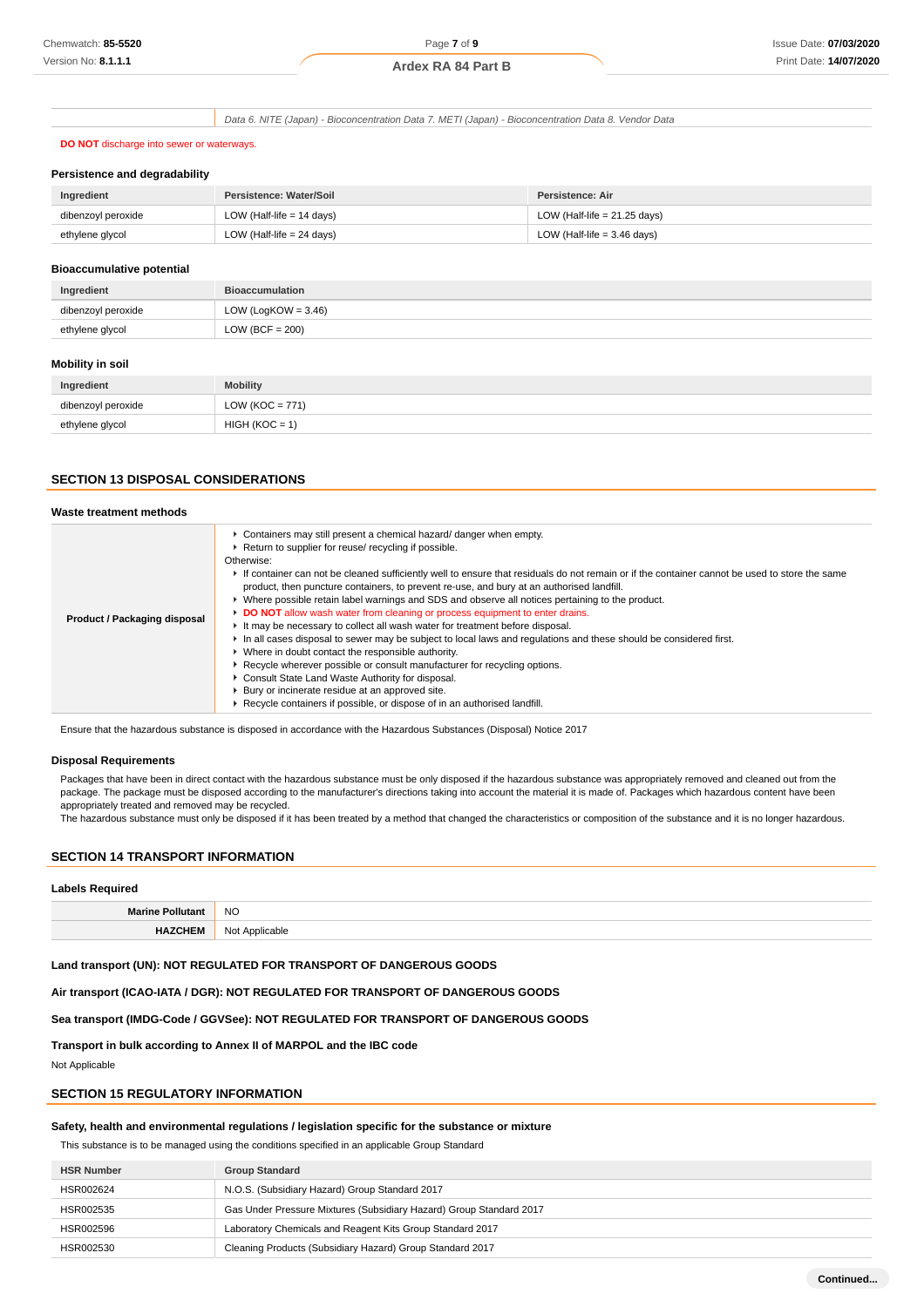| | Data 6. NITE (Japan) - Bioconcentration Data 7. METI (Japan) - Bioconcentration Data 8. Vendor Data |
|---|---|

**DO NOT** discharge into sewer or waterways.

### Persistence and degradability

| Ingredient | Persistence: Water/Soil | Persistence: Air |
|---|---|---|
| dibenzoyl peroxide | LOW (Half-life = 14 days) | LOW (Half-life = 21.25 days) |
| ethylene glycol | LOW (Half-life = 24 days) | LOW (Half-life = 3.46 days) |

### Bioaccumulative potential

| Ingredient | Bioaccumulation |
|---|---|
| dibenzoyl peroxide | LOW (LogKOW = 3.46) |
| ethylene glycol | LOW (BCF = 200) |

### Mobility in soil

| Ingredient | Mobility |
|---|---|
| dibenzoyl peroxide | LOW (KOC = 771) |
| ethylene glycol | HIGH (KOC = 1) |

## SECTION 13 DISPOSAL CONSIDERATIONS

### Waste treatment methods

| | |
|---|---|
| **Product / Packaging disposal** | ▸ Containers may still present a chemical hazard/ danger when empty.<br>▸ Return to supplier for reuse/ recycling if possible.<br>Otherwise:<br>▸ If container can not be cleaned sufficiently well to ensure that residuals do not remain or if the container cannot be used to store the same product, then puncture containers, to prevent re-use, and bury at an authorised landfill.<br>▸ Where possible retain label warnings and SDS and observe all notices pertaining to the product.<br>▸ **DO NOT** allow wash water from cleaning or process equipment to enter drains.<br>▸ It may be necessary to collect all wash water for treatment before disposal.<br>▸ In all cases disposal to sewer may be subject to local laws and regulations and these should be considered first.<br>▸ Where in doubt contact the responsible authority.<br>▸ Recycle wherever possible or consult manufacturer for recycling options.<br>▸ Consult State Land Waste Authority for disposal.<br>▸ Bury or incinerate residue at an approved site.<br>▸ Recycle containers if possible, or dispose of in an authorised landfill. |

Ensure that the hazardous substance is disposed in accordance with the Hazardous Substances (Disposal) Notice 2017

### Disposal Requirements

Packages that have been in direct contact with the hazardous substance must be only disposed if the hazardous substance was appropriately removed and cleaned out from the package. The package must be disposed according to the manufacturer's directions taking into account the material it is made of. Packages which hazardous content have been appropriately treated and removed may be recycled.
The hazardous substance must only be disposed if it has been treated by a method that changed the characteristics or composition of the substance and it is no longer hazardous.

## SECTION 14 TRANSPORT INFORMATION

### Labels Required

| | |
|---|---|
| **Marine Pollutant** | NO |
| **HAZCHEM** | Not Applicable |

**Land transport (UN): NOT REGULATED FOR TRANSPORT OF DANGEROUS GOODS**

**Air transport (ICAO-IATA / DGR): NOT REGULATED FOR TRANSPORT OF DANGEROUS GOODS**

**Sea transport (IMDG-Code / GGVSee): NOT REGULATED FOR TRANSPORT OF DANGEROUS GOODS**

**Transport in bulk according to Annex II of MARPOL and the IBC code**

Not Applicable

## SECTION 15 REGULATORY INFORMATION

### Safety, health and environmental regulations / legislation specific for the substance or mixture

This substance is to be managed using the conditions specified in an applicable Group Standard

| HSR Number | Group Standard |
|---|---|
| HSR002624 | N.O.S. (Subsidiary Hazard) Group Standard 2017 |
| HSR002535 | Gas Under Pressure Mixtures (Subsidiary Hazard) Group Standard 2017 |
| HSR002596 | Laboratory Chemicals and Reagent Kits Group Standard 2017 |
| HSR002530 | Cleaning Products (Subsidiary Hazard) Group Standard 2017 |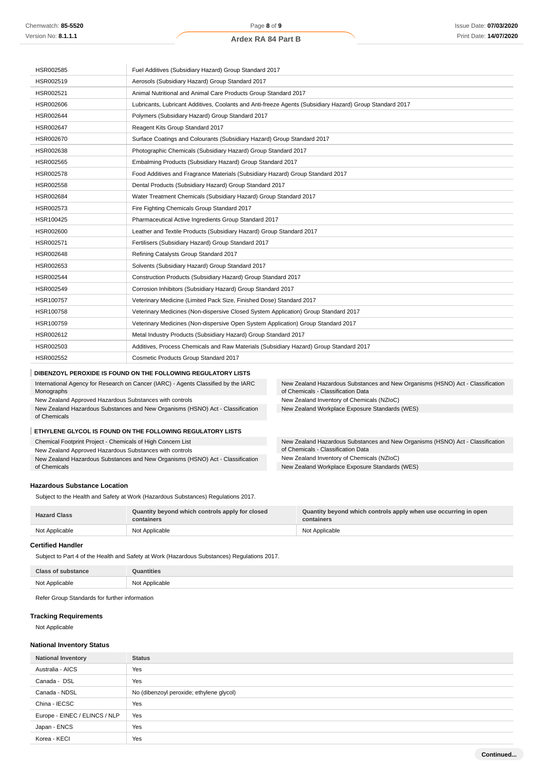| | |
|---|---|
| HSR002585 | Fuel Additives (Subsidiary Hazard) Group Standard 2017 |
| HSR002519 | Aerosols (Subsidiary Hazard) Group Standard 2017 |
| HSR002521 | Animal Nutritional and Animal Care Products Group Standard 2017 |
| HSR002606 | Lubricants, Lubricant Additives, Coolants and Anti-freeze Agents (Subsidiary Hazard) Group Standard 2017 |
| HSR002644 | Polymers (Subsidiary Hazard) Group Standard 2017 |
| HSR002647 | Reagent Kits Group Standard 2017 |
| HSR002670 | Surface Coatings and Colourants (Subsidiary Hazard) Group Standard 2017 |
| HSR002638 | Photographic Chemicals (Subsidiary Hazard) Group Standard 2017 |
| HSR002565 | Embalming Products (Subsidiary Hazard) Group Standard 2017 |
| HSR002578 | Food Additives and Fragrance Materials (Subsidiary Hazard) Group Standard 2017 |
| HSR002558 | Dental Products (Subsidiary Hazard) Group Standard 2017 |
| HSR002684 | Water Treatment Chemicals (Subsidiary Hazard) Group Standard 2017 |
| HSR002573 | Fire Fighting Chemicals Group Standard 2017 |
| HSR100425 | Pharmaceutical Active Ingredients Group Standard 2017 |
| HSR002600 | Leather and Textile Products (Subsidiary Hazard) Group Standard 2017 |
| HSR002571 | Fertilisers (Subsidiary Hazard) Group Standard 2017 |
| HSR002648 | Refining Catalysts Group Standard 2017 |
| HSR002653 | Solvents (Subsidiary Hazard) Group Standard 2017 |
| HSR002544 | Construction Products (Subsidiary Hazard) Group Standard 2017 |
| HSR002549 | Corrosion Inhibitors (Subsidiary Hazard) Group Standard 2017 |
| HSR100757 | Veterinary Medicine (Limited Pack Size, Finished Dose) Standard 2017 |
| HSR100758 | Veterinary Medicines (Non-dispersive Closed System Application) Group Standard 2017 |
| HSR100759 | Veterinary Medicines (Non-dispersive Open System Application) Group Standard 2017 |
| HSR002612 | Metal Industry Products (Subsidiary Hazard) Group Standard 2017 |
| HSR002503 | Additives, Process Chemicals and Raw Materials (Subsidiary Hazard) Group Standard 2017 |
| HSR002552 | Cosmetic Products Group Standard 2017 |

### DIBENZOYL PEROXIDE IS FOUND ON THE FOLLOWING REGULATORY LISTS

International Agency for Research on Cancer (IARC) - Agents Classified by the IARC Monographs
New Zealand Approved Hazardous Substances with controls
New Zealand Hazardous Substances and New Organisms (HSNO) Act - Classification of Chemicals
New Zealand Hazardous Substances and New Organisms (HSNO) Act - Classification of Chemicals - Classification Data
New Zealand Inventory of Chemicals (NZIoC)
New Zealand Workplace Exposure Standards (WES)

### ETHYLENE GLYCOL IS FOUND ON THE FOLLOWING REGULATORY LISTS

Chemical Footprint Project - Chemicals of High Concern List
New Zealand Approved Hazardous Substances with controls
New Zealand Hazardous Substances and New Organisms (HSNO) Act - Classification of Chemicals
New Zealand Hazardous Substances and New Organisms (HSNO) Act - Classification of Chemicals - Classification Data
New Zealand Inventory of Chemicals (NZIoC)
New Zealand Workplace Exposure Standards (WES)

### Hazardous Substance Location

Subject to the Health and Safety at Work (Hazardous Substances) Regulations 2017.

| Hazard Class | Quantity beyond which controls apply for closed containers | Quantity beyond which controls apply when use occurring in open containers |
|---|---|---|
| Not Applicable | Not Applicable | Not Applicable |

### Certified Handler

Subject to Part 4 of the Health and Safety at Work (Hazardous Substances) Regulations 2017.

| Class of substance | Quantities |
|---|---|
| Not Applicable | Not Applicable |

Refer Group Standards for further information

### Tracking Requirements

Not Applicable

### National Inventory Status

| National Inventory | Status |
|---|---|
| Australia - AICS | Yes |
| Canada - DSL | Yes |
| Canada - NDSL | No (dibenzoyl peroxide; ethylene glycol) |
| China - IECSC | Yes |
| Europe - EINEC / ELINCS / NLP | Yes |
| Japan - ENCS | Yes |
| Korea - KECI | Yes |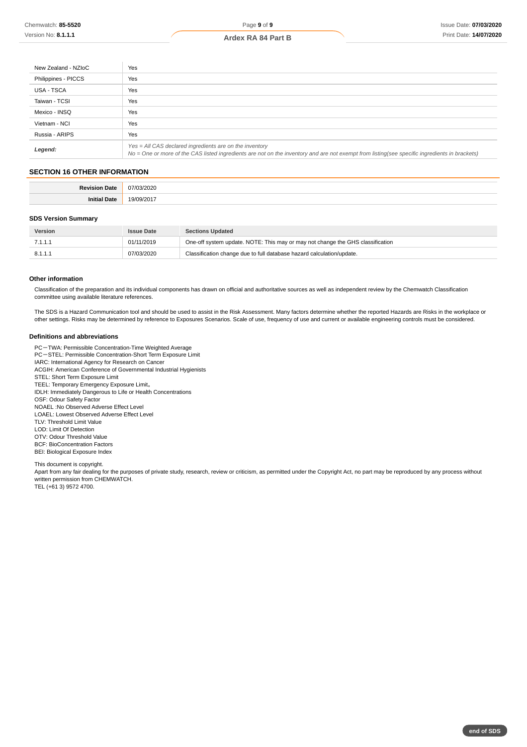| | |
|---|---|
| New Zealand - NZIoC | Yes |
| Philippines - PICCS | Yes |
| USA - TSCA | Yes |
| Taiwan - TCSI | Yes |
| Mexico - INSQ | Yes |
| Vietnam - NCI | Yes |
| Russia - ARIPS | Yes |
| ***Legend:*** | *Yes = All CAS declared ingredients are on the inventory*<br>*No = One or more of the CAS listed ingredients are not on the inventory and are not exempt from listing(see specific ingredients in brackets)* |

## SECTION 16 OTHER INFORMATION

| | |
|---|---|
| **Revision Date** | 07/03/2020 |
| **Initial Date** | 19/09/2017 |

### SDS Version Summary

| Version | Issue Date | Sections Updated |
|---|---|---|
| 7.1.1.1 | 01/11/2019 | One-off system update. NOTE: This may or may not change the GHS classification |
| 8.1.1.1 | 07/03/2020 | Classification change due to full database hazard calculation/update. |

### Other information

Classification of the preparation and its individual components has drawn on official and authoritative sources as well as independent review by the Chemwatch Classification committee using available literature references.

The SDS is a Hazard Communication tool and should be used to assist in the Risk Assessment. Many factors determine whether the reported Hazards are Risks in the workplace or other settings. Risks may be determined by reference to Exposures Scenarios. Scale of use, frequency of use and current or available engineering controls must be considered.

### Definitions and abbreviations

PC－TWA: Permissible Concentration-Time Weighted Average
PC－STEL: Permissible Concentration-Short Term Exposure Limit
IARC: International Agency for Research on Cancer
ACGIH: American Conference of Governmental Industrial Hygienists
STEL: Short Term Exposure Limit
TEEL: Temporary Emergency Exposure Limit。
IDLH: Immediately Dangerous to Life or Health Concentrations
OSF: Odour Safety Factor
NOAEL :No Observed Adverse Effect Level
LOAEL: Lowest Observed Adverse Effect Level
TLV: Threshold Limit Value
LOD: Limit Of Detection
OTV: Odour Threshold Value
BCF: BioConcentration Factors
BEI: Biological Exposure Index

This document is copyright.
Apart from any fair dealing for the purposes of private study, research, review or criticism, as permitted under the Copyright Act, no part may be reproduced by any process without written permission from CHEMWATCH.
TEL (+61 3) 9572 4700.

end of SDS